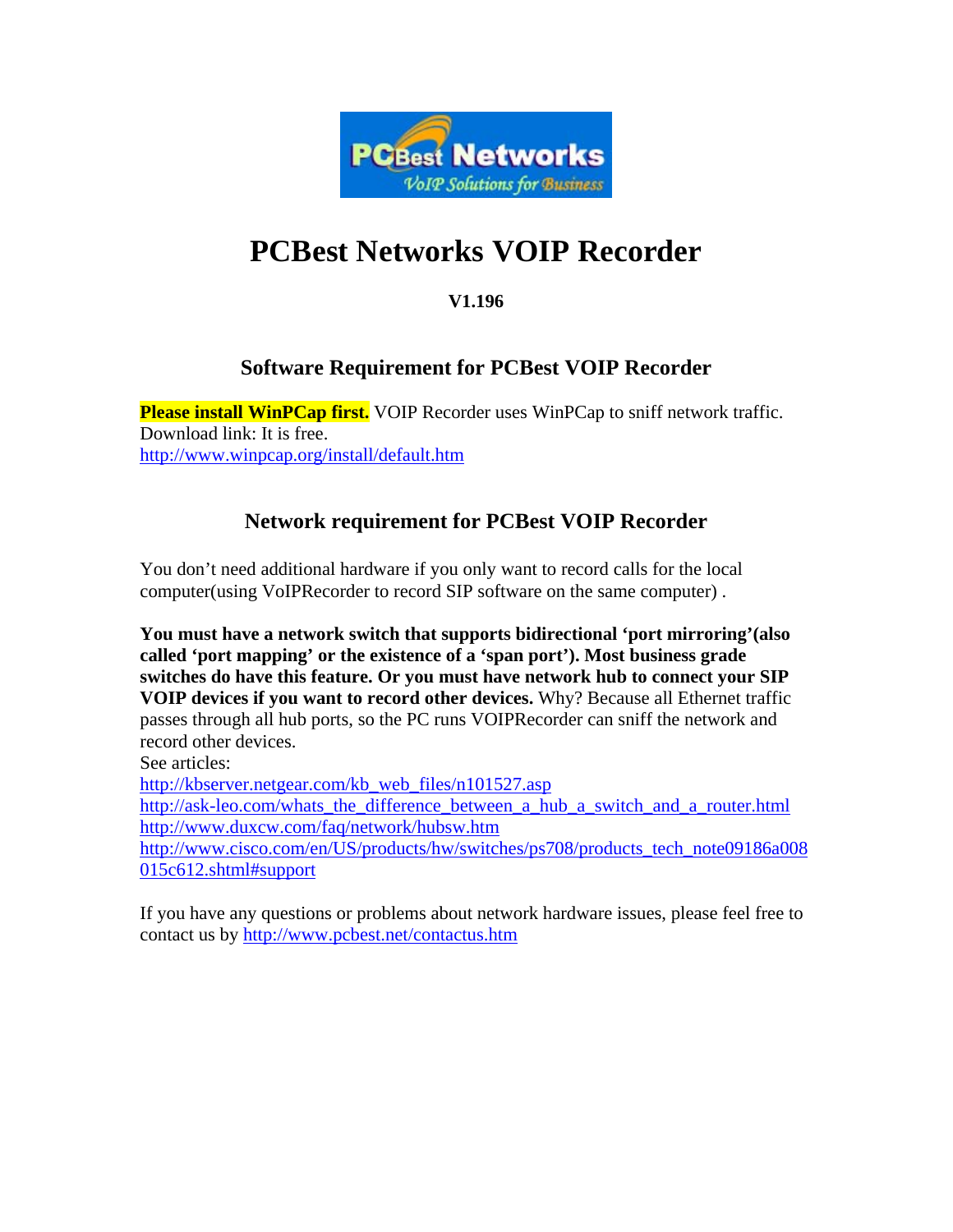# PCBest Networks VOIP Recorder

**V1.196**

## Software Requirement for PCBest VOIP Recorder

**Please install WinPCap first.** VOIP Recorder uses WinPCap to sniff network traffic. Download link: It is free.
http://www.winpcap.org/install/default.htm

## Network requirement for PCBest VOIP Recorder

You don't need additional hardware if you only want to record calls for the local computer(using VoIPRecorder to record SIP software on the same computer) .

**You must have a network switch that supports bidirectional 'port mirroring'(also called 'port mapping' or the existence of a 'span port'). Most business grade switches do have this feature. Or you must have network hub to connect your SIP VOIP devices if you want to record other devices.** Why? Because all Ethernet traffic passes through all hub ports, so the PC runs VOIPRecorder can sniff the network and record other devices.
See articles:
http://kbserver.netgear.com/kb_web_files/n101527.asp
http://ask-leo.com/whats_the_difference_between_a_hub_a_switch_and_a_router.html
http://www.duxcw.com/faq/network/hubsw.htm
http://www.cisco.com/en/US/products/hw/switches/ps708/products_tech_note09186a008015c612.shtml#support

If you have any questions or problems about network hardware issues, please feel free to contact us by http://www.pcbest.net/contactus.htm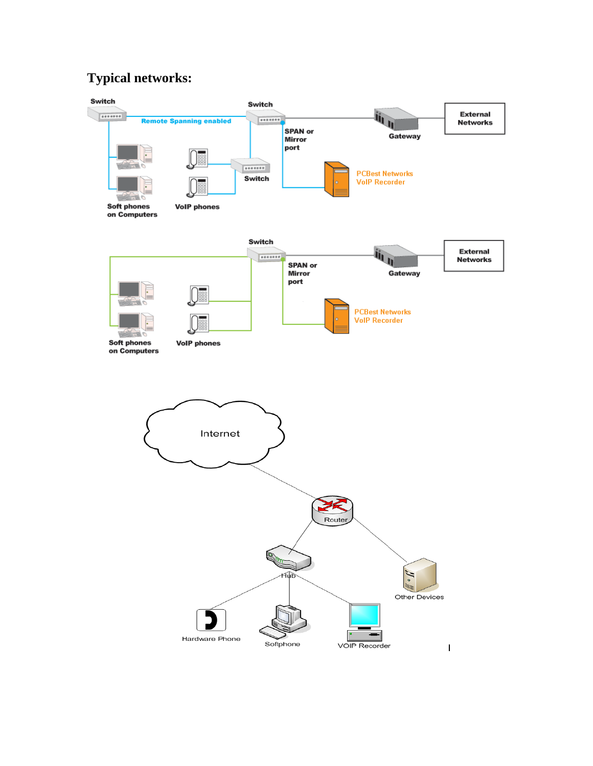## Typical networks: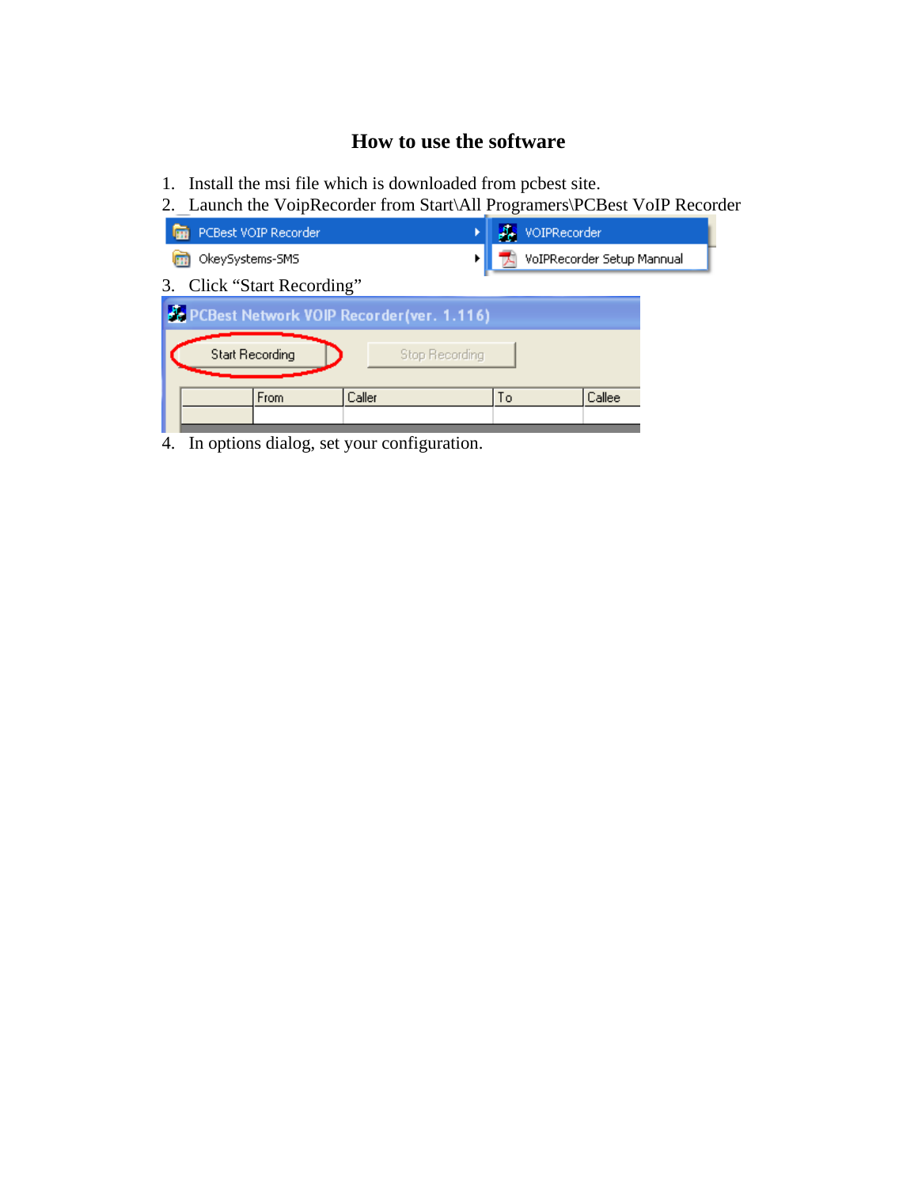# How to use the software

1. Install the msi file which is downloaded from pcbest site.
2. Launch the VoipRecorder from Start\All Programers\PCBest VoIP Recorder
3. Click "Start Recording"
4. In options dialog, set your configuration.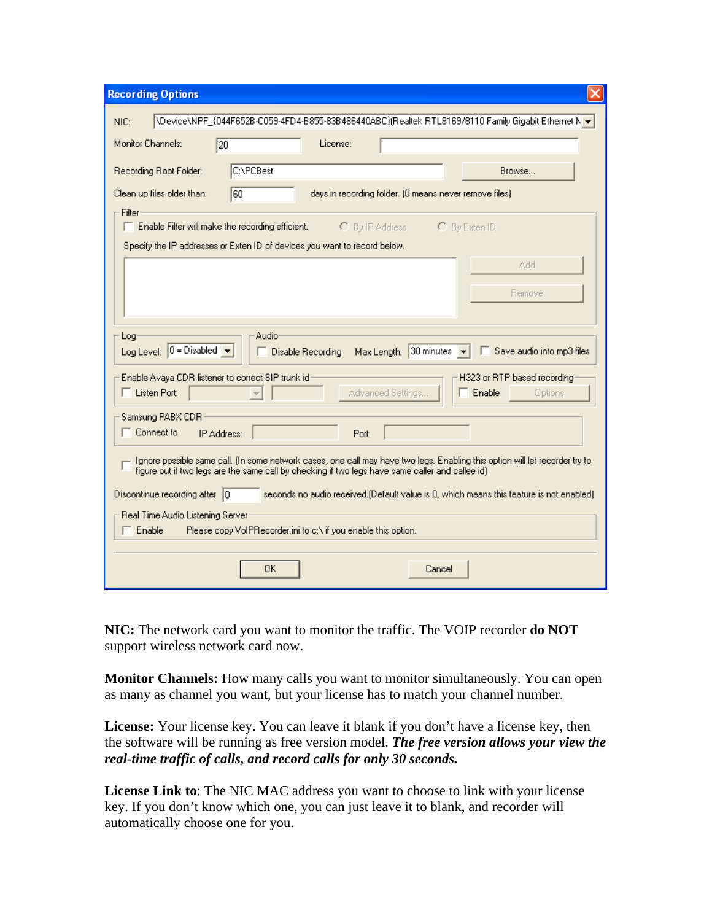**Recording Options**

NIC: \Device\NPF_{044F652B-C059-4FD4-B855-83B486440ABC}(Realtek RTL8169/8110 Family Gigabit Ethernet N

Monitor Channels: 20 License:

Recording Root Folder: C:\PCBest Browse...

Clean up files older than: 60 days in recording folder. (0 means never remove files)

Filter

- Enable Filter will make the recording efficient. By IP Address By Exten ID

Specify the IP addresses or Exten ID of devices you want to record below.

Add

Remove

Log

Log Level: 0 = Disabled

Audio

- Disable Recording Max Length: 30 minutes
- Save audio into mp3 files

Enable Avaya CDR listener to correct SIP trunk id

- Listen Port: Advanced Settings...

H323 or RTP based recording

- Enable Options

Samsung PABX CDR

- Connect to IP Address: Port:

- Ignore possible same call. (In some network cases, one call may have two legs. Enabling this option will let recorder try to figure out if two legs are the same call by checking if two legs have same caller and callee id)

Discontinue recording after 0 seconds no audio received.(Default value is 0, which means this feature is not enabled)

Real Time Audio Listening Server

- Enable Please copy VoIPRecorder.ini to c:\ if you enable this option.

OK Cancel

**NIC:** The network card you want to monitor the traffic. The VOIP recorder **do NOT** support wireless network card now.

**Monitor Channels:** How many calls you want to monitor simultaneously. You can open as many as channel you want, but your license has to match your channel number.

**License:** Your license key. You can leave it blank if you don't have a license key, then the software will be running as free version model. ***The free version allows your view the real-time traffic of calls, and record calls for only 30 seconds.***

**License Link to**: The NIC MAC address you want to choose to link with your license key. If you don't know which one, you can just leave it to blank, and recorder will automatically choose one for you.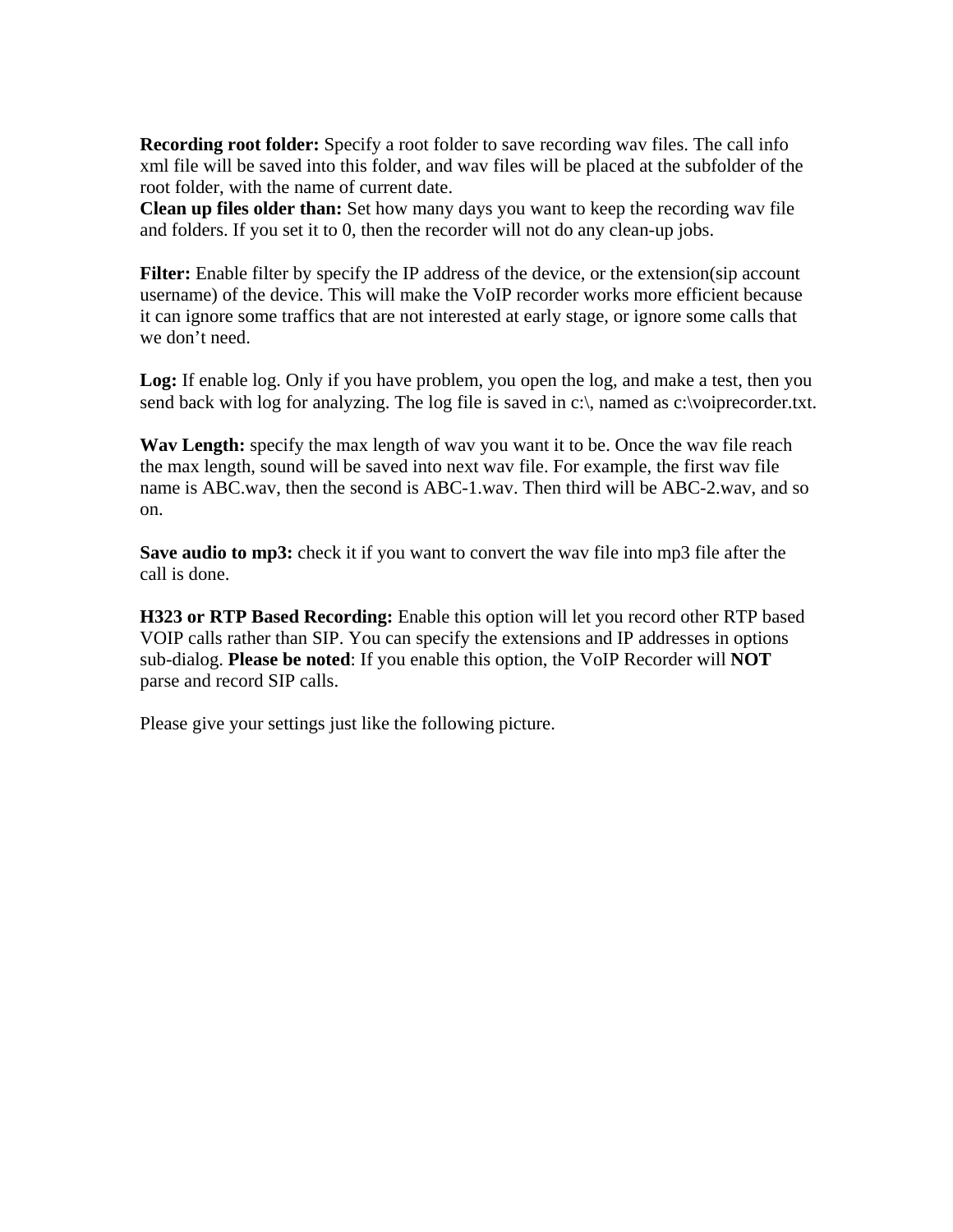**Recording root folder:** Specify a root folder to save recording wav files. The call info xml file will be saved into this folder, and wav files will be placed at the subfolder of the root folder, with the name of current date.
**Clean up files older than:** Set how many days you want to keep the recording wav file and folders. If you set it to 0, then the recorder will not do any clean-up jobs.

**Filter:** Enable filter by specify the IP address of the device, or the extension(sip account username) of the device. This will make the VoIP recorder works more efficient because it can ignore some traffics that are not interested at early stage, or ignore some calls that we don't need.

**Log:** If enable log. Only if you have problem, you open the log, and make a test, then you send back with log for analyzing. The log file is saved in c:\, named as c:\voiprecorder.txt.

**Wav Length:** specify the max length of wav you want it to be. Once the wav file reach the max length, sound will be saved into next wav file. For example, the first wav file name is ABC.wav, then the second is ABC-1.wav. Then third will be ABC-2.wav, and so on.

**Save audio to mp3:** check it if you want to convert the wav file into mp3 file after the call is done.

**H323 or RTP Based Recording:** Enable this option will let you record other RTP based VOIP calls rather than SIP. You can specify the extensions and IP addresses in options sub-dialog. **Please be noted**: If you enable this option, the VoIP Recorder will **NOT** parse and record SIP calls.

Please give your settings just like the following picture.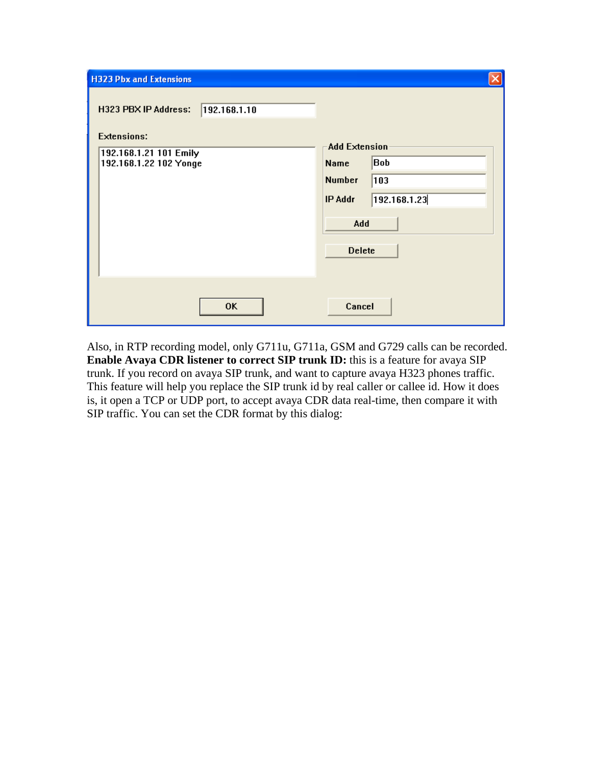Also, in RTP recording model, only G711u, G711a, GSM and G729 calls can be recorded.
**Enable Avaya CDR listener to correct SIP trunk ID:** this is a feature for avaya SIP trunk. If you record on avaya SIP trunk, and want to capture avaya H323 phones traffic. This feature will help you replace the SIP trunk id by real caller or callee id. How it does is, it open a TCP or UDP port, to accept avaya CDR data real-time, then compare it with SIP traffic. You can set the CDR format by this dialog: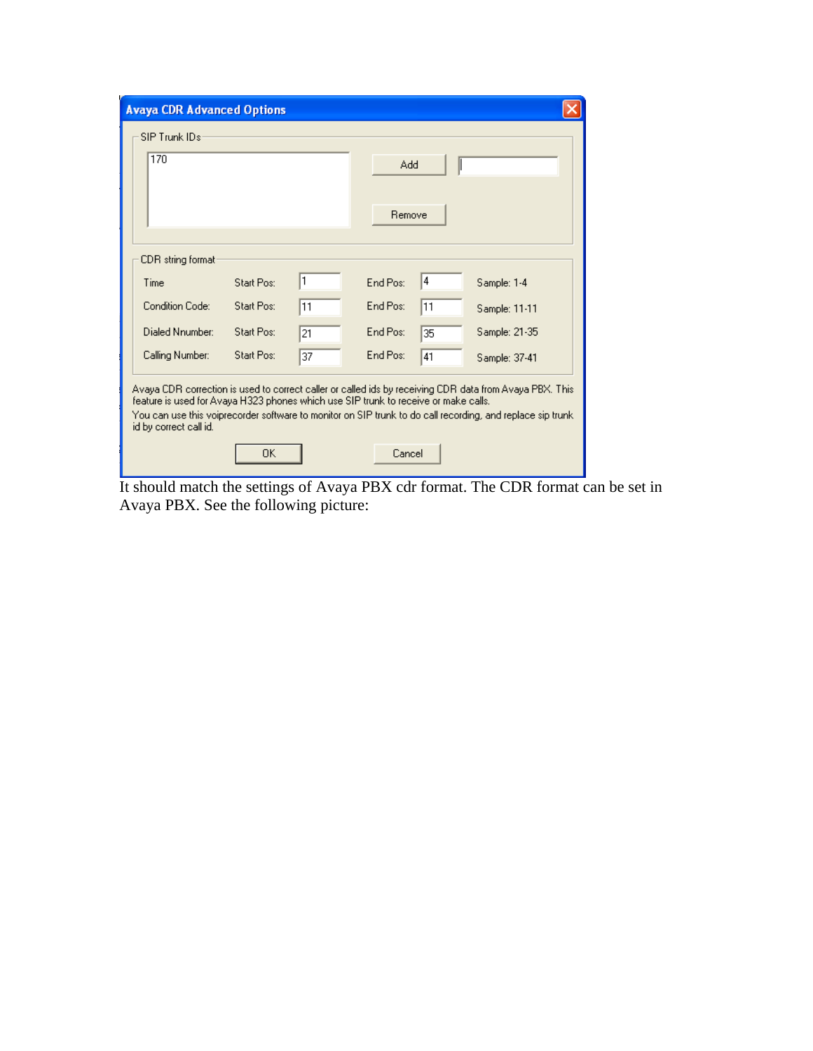**Avaya CDR Advanced Options**

SIP Trunk IDs

170

Add

Remove

CDR string format

| Field | Start Pos: | End Pos: | Sample |
| --- | --- | --- | --- |
| Time | 1 | 4 | Sample: 1-4 |
| Condition Code: | 11 | 11 | Sample: 11-11 |
| Dialed Nnumber: | 21 | 35 | Sample: 21-35 |
| Calling Number: | 37 | 41 | Sample: 37-41 |

Avaya CDR correction is used to correct caller or called ids by receiving CDR data from Avaya PBX. This feature is used for Avaya H323 phones which use SIP trunk to receive or make calls.
You can use this voiprecorder software to monitor on SIP trunk to do call recording, and replace sip trunk id by correct call id.

OK Cancel

It should match the settings of Avaya PBX cdr format. The CDR format can be set in Avaya PBX. See the following picture: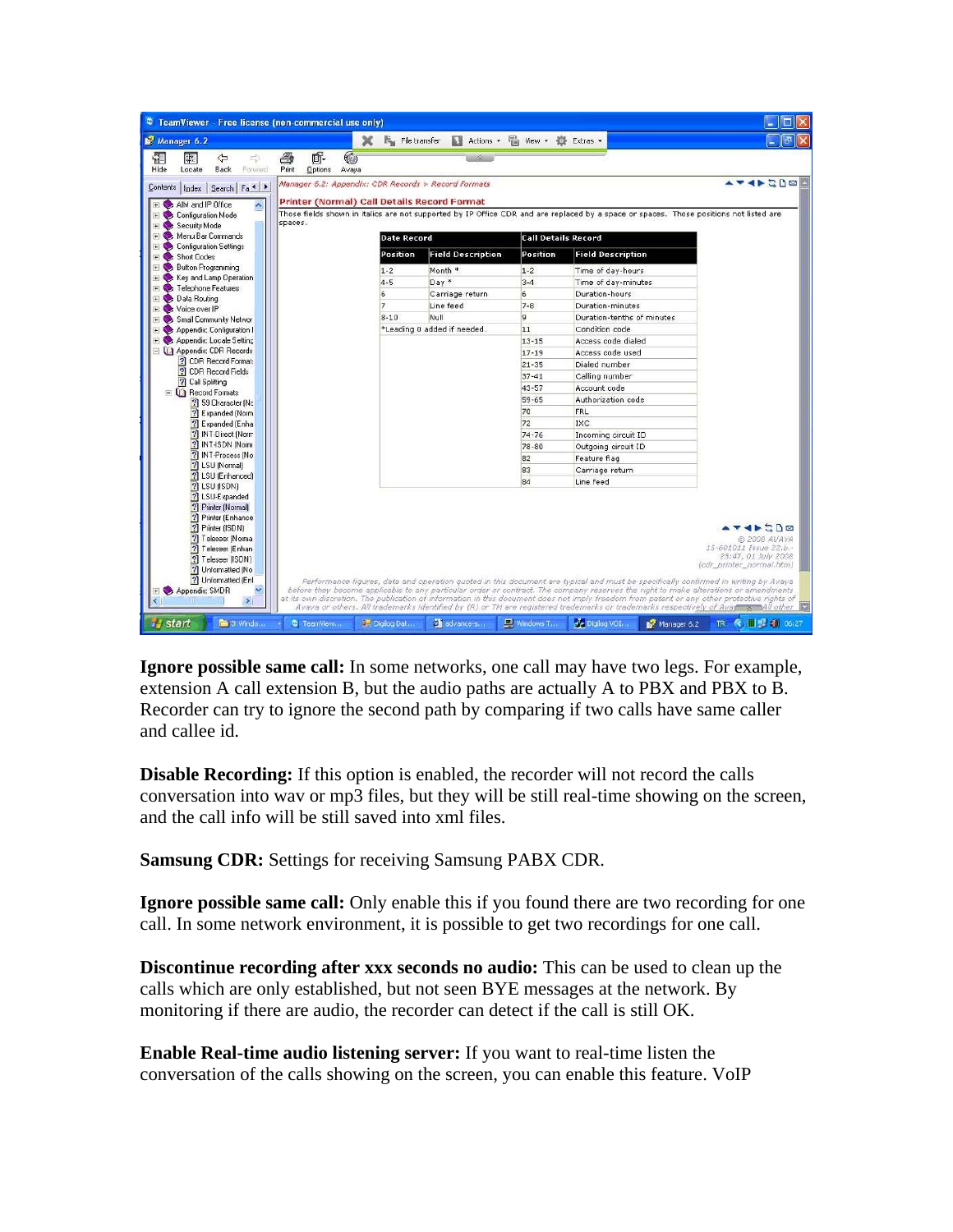Manager 6.2: Appendix: CDR Records > Record Formats

**Printer (Normal) Call Details Record Format**

Those fields shown in italics are not supported by IP Office CDR and are replaced by a space or spaces. Those positions not listed are spaces.

| Date Record | | Call Details Record | |
|---|---|---|---|
| **Position** | **Field Description** | **Position** | **Field Description** |
| 1-2 | Month * | 1-2 | Time of day-hours |
| 4-5 | Day * | 3-4 | Time of day-minutes |
| 6 | Carriage return | 6 | Duration-hours |
| 7 | Line feed | 7-8 | Duration-minutes |
| 8-10 | Null | 9 | Duration-tenths of minutes |
| *Leading 0 added if needed. | | 11 | Condition code |
| | | 13-15 | Access code dialed |
| | | 17-19 | Access code used |
| | | 21-35 | Dialed number |
| | | 37-41 | Calling number |
| | | 43-57 | Account code |
| | | 59-65 | Authorization code |
| | | 70 | FRL |
| | | 72 | IXC |
| | | 74-76 | Incoming circuit ID |
| | | 78-80 | Outgoing circuit ID |
| | | 82 | Feature flag |
| | | 83 | Carriage return |
| | | 84 | Line feed |

**Ignore possible same call:** In some networks, one call may have two legs. For example, extension A call extension B, but the audio paths are actually A to PBX and PBX to B. Recorder can try to ignore the second path by comparing if two calls have same caller and callee id.

**Disable Recording:** If this option is enabled, the recorder will not record the calls conversation into wav or mp3 files, but they will be still real-time showing on the screen, and the call info will be still saved into xml files.

**Samsung CDR:** Settings for receiving Samsung PABX CDR.

**Ignore possible same call:** Only enable this if you found there are two recording for one call. In some network environment, it is possible to get two recordings for one call.

**Discontinue recording after xxx seconds no audio:** This can be used to clean up the calls which are only established, but not seen BYE messages at the network. By monitoring if there are audio, the recorder can detect if the call is still OK.

**Enable Real-time audio listening server:** If you want to real-time listen the conversation of the calls showing on the screen, you can enable this feature. VoIP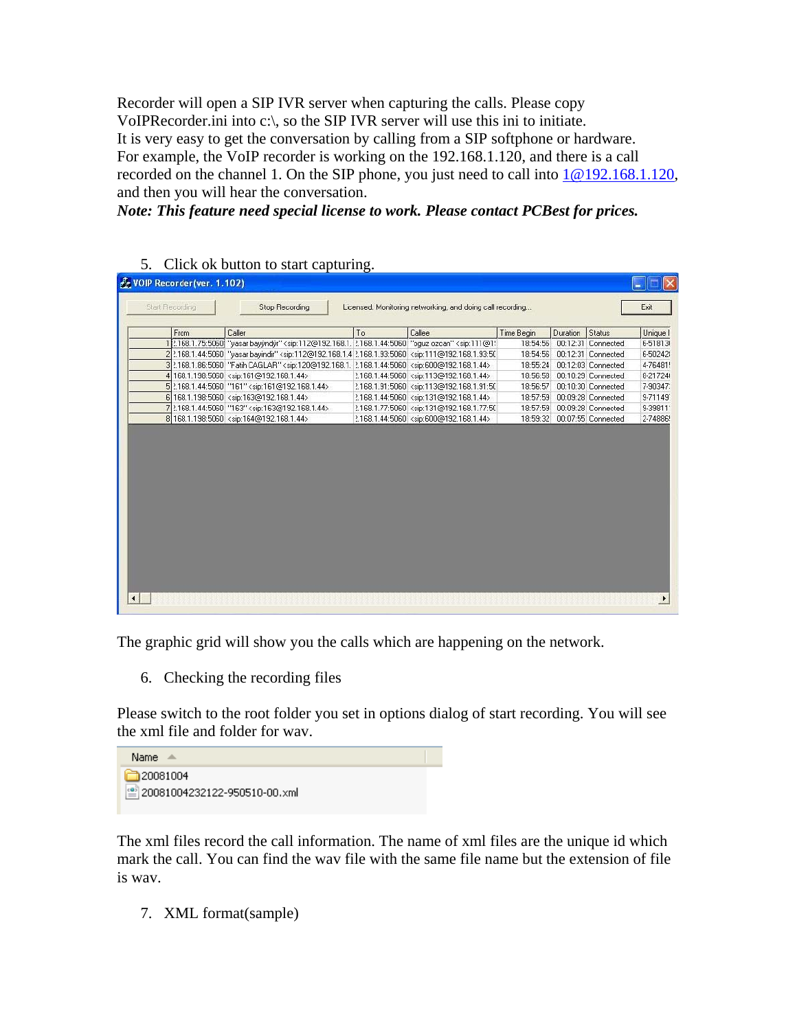Recorder will open a SIP IVR server when capturing the calls. Please copy VoIPRecorder.ini into c:\, so the SIP IVR server will use this ini to initiate.
It is very easy to get the conversation by calling from a SIP softphone or hardware.
For example, the VoIP recorder is working on the 192.168.1.120, and there is a call recorded on the channel 1. On the SIP phone, you just need to call into 1@192.168.1.120, and then you will hear the conversation.
***Note: This feature need special license to work. Please contact PCBest for prices.***

5. Click ok button to start capturing.

The graphic grid will show you the calls which are happening on the network.

6. Checking the recording files

Please switch to the root folder you set in options dialog of start recording. You will see the xml file and folder for wav.

The xml files record the call information. The name of xml files are the unique id which mark the call. You can find the wav file with the same file name but the extension of file is wav.

7. XML format(sample)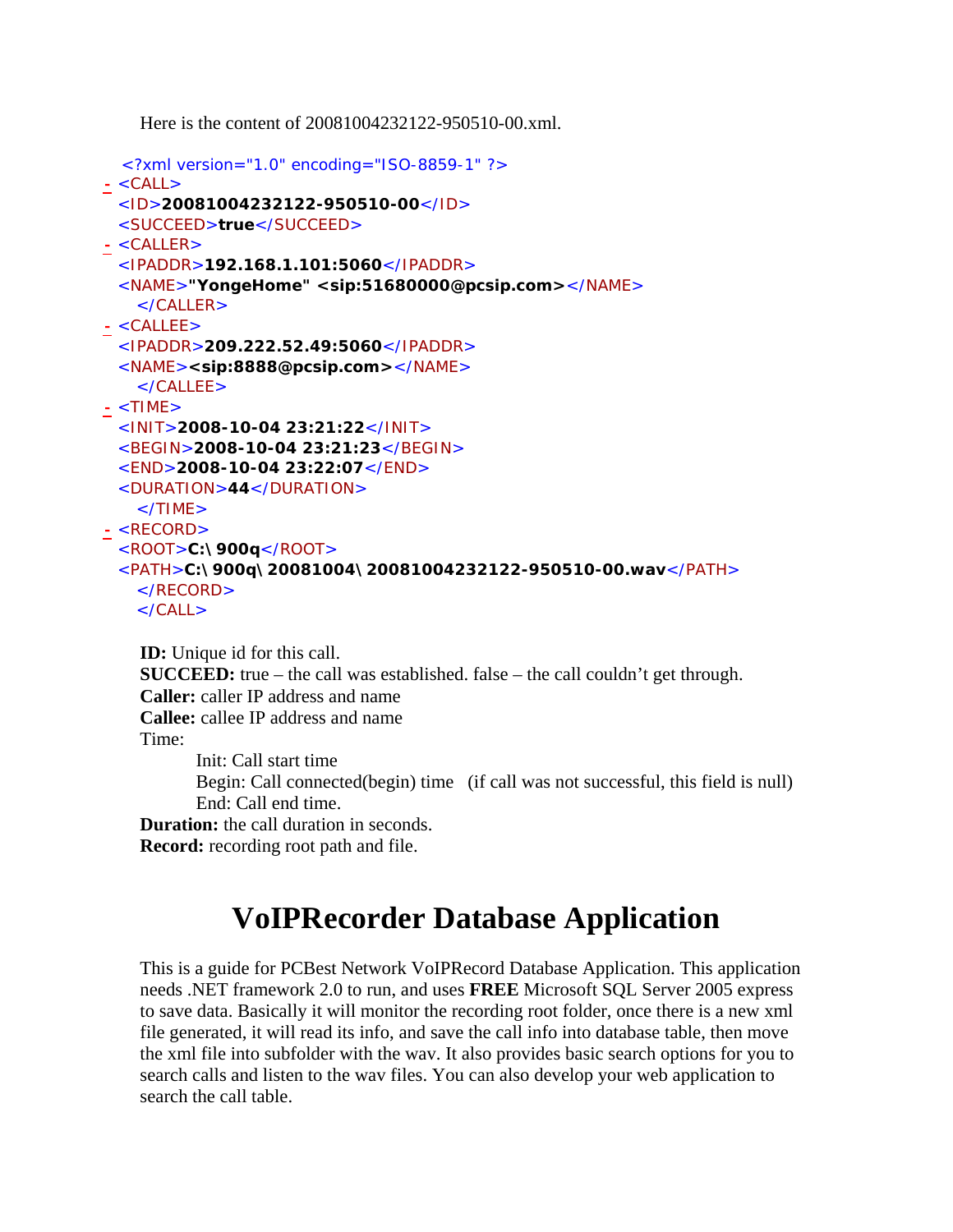Here is the content of 20081004232122-950510-00.xml.

```
<?xml version="1.0" encoding="ISO-8859-1" ?>
- <CALL>
  <ID>20081004232122-950510-00</ID>
  <SUCCEED>true</SUCCEED>
- <CALLER>
  <IPADDR>192.168.1.101:5060</IPADDR>
  <NAME>"YongeHome" <sip:51680000@pcsip.com></NAME>
  </CALLER>
- <CALLEE>
  <IPADDR>209.222.52.49:5060</IPADDR>
  <NAME><sip:8888@pcsip.com></NAME>
  </CALLEE>
- <TIME>
  <INIT>2008-10-04 23:21:22</INIT>
  <BEGIN>2008-10-04 23:21:23</BEGIN>
  <END>2008-10-04 23:22:07</END>
  <DURATION>44</DURATION>
  </TIME>
- <RECORD>
  <ROOT>C:\ 900q</ROOT>
  <PATH>C:\ 900q\ 20081004\ 20081004232122-950510-00.wav</PATH>
  </RECORD>
  </CALL>
```

**ID:** Unique id for this call.
**SUCCEED:** true – the call was established. false – the call couldn't get through.
**Caller:** caller IP address and name
**Callee:** callee IP address and name
Time:

- Init: Call start time
- Begin: Call connected(begin) time (if call was not successful, this field is null)
- End: Call end time.

**Duration:** the call duration in seconds.
**Record:** recording root path and file.

# VoIPRecorder Database Application

This is a guide for PCBest Network VoIPRecord Database Application. This application needs .NET framework 2.0 to run, and uses **FREE** Microsoft SQL Server 2005 express to save data. Basically it will monitor the recording root folder, once there is a new xml file generated, it will read its info, and save the call info into database table, then move the xml file into subfolder with the wav. It also provides basic search options for you to search calls and listen to the wav files. You can also develop your web application to search the call table.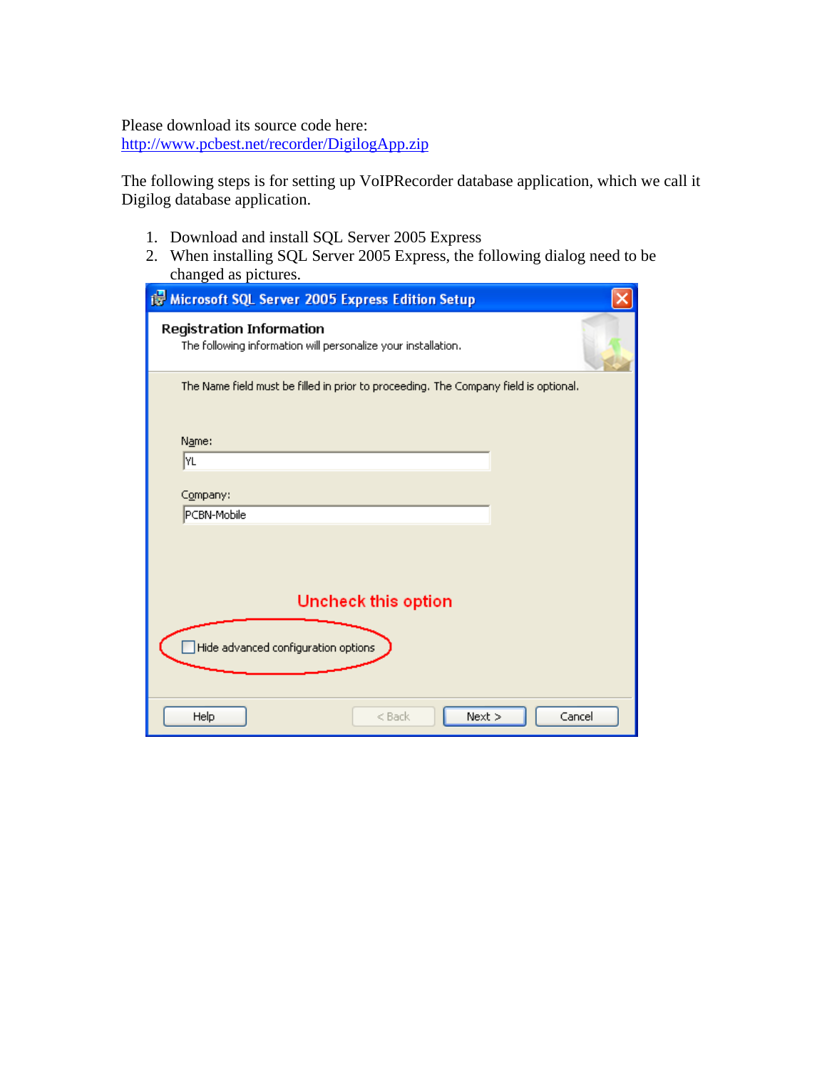Please download its source code here:
http://www.pcbest.net/recorder/DigilogApp.zip

The following steps is for setting up VoIPRecorder database application, which we call it Digilog database application.

1. Download and install SQL Server 2005 Express
2. When installing SQL Server 2005 Express, the following dialog need to be changed as pictures.

Microsoft SQL Server 2005 Express Edition Setup

**Registration Information**

The following information will personalize your installation.

The Name field must be filled in prior to proceeding. The Company field is optional.

Name:
YL

Company:
PCBN-Mobile

Uncheck this option

☐ Hide advanced configuration options

Help | < Back | Next > | Cancel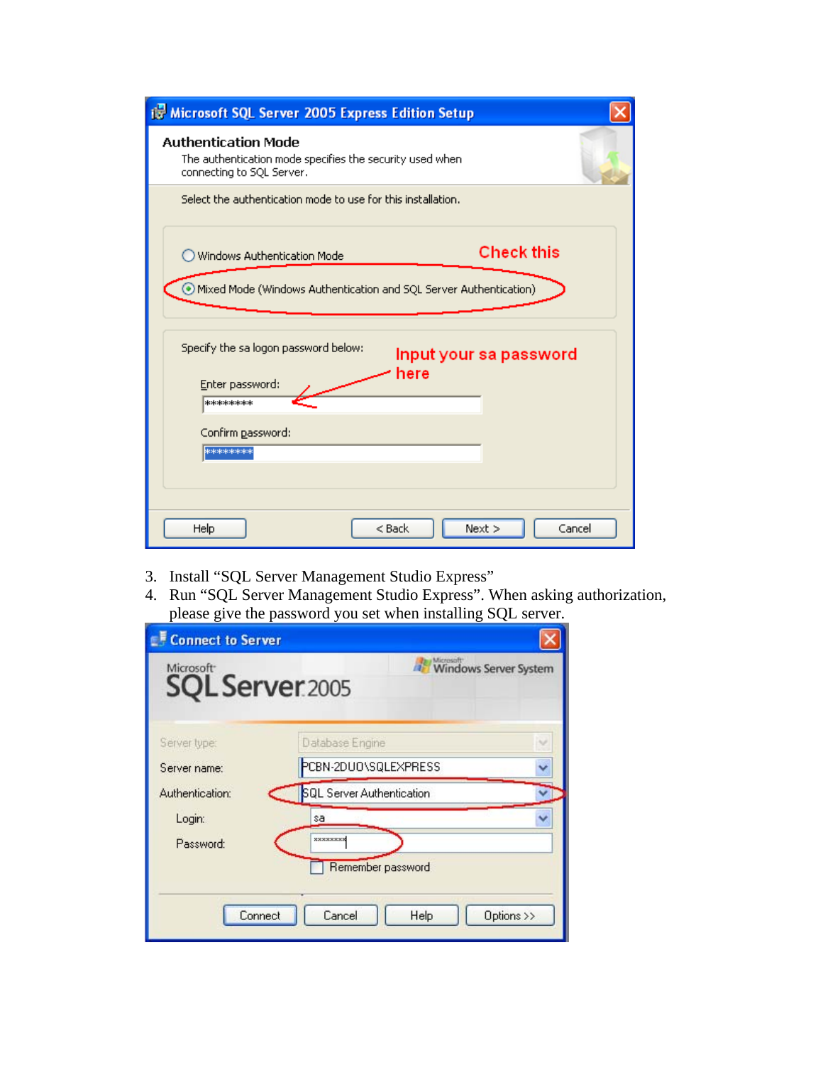3. Install "SQL Server Management Studio Express"
4. Run "SQL Server Management Studio Express". When asking authorization, please give the password you set when installing SQL server.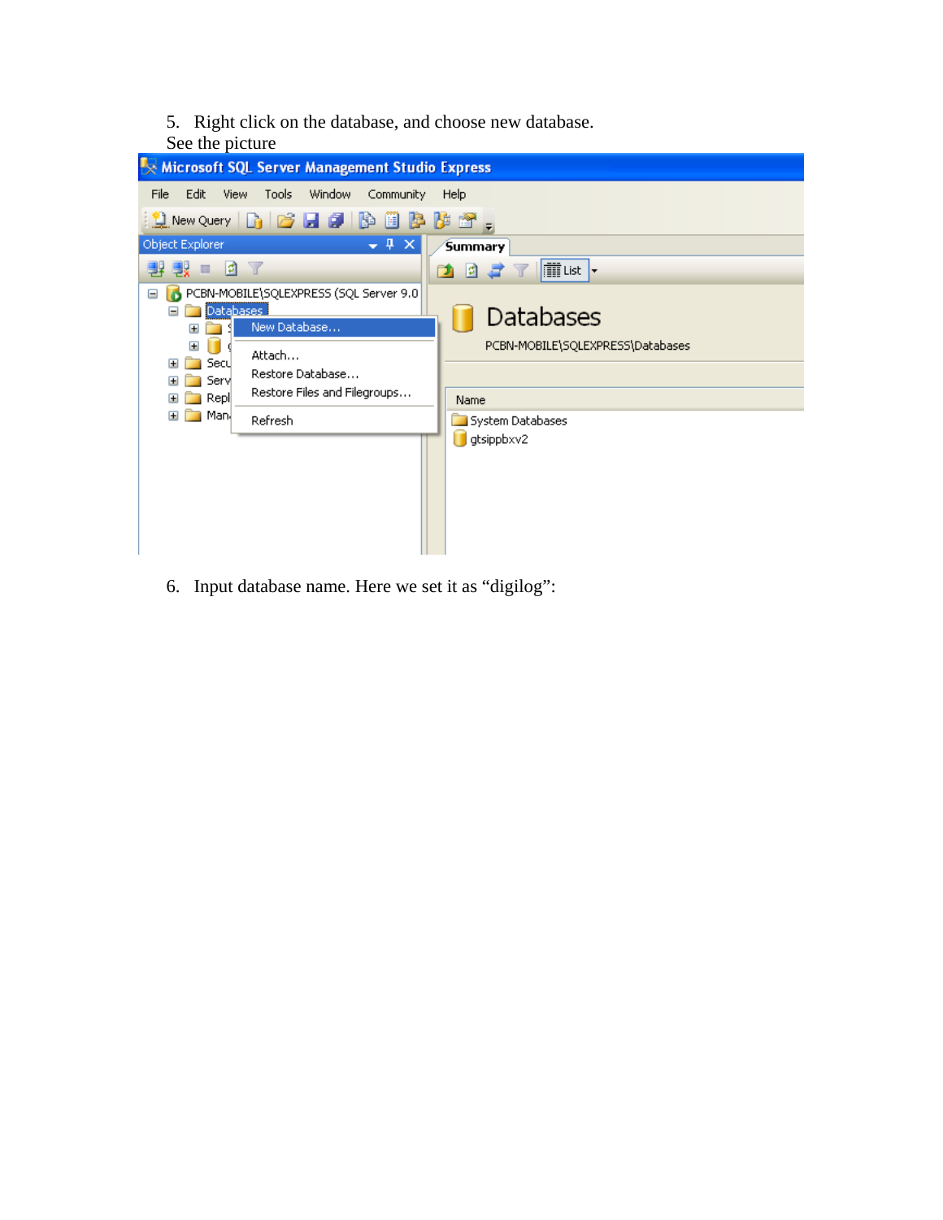5. Right click on the database, and choose new database.
See the picture

6. Input database name. Here we set it as "digilog":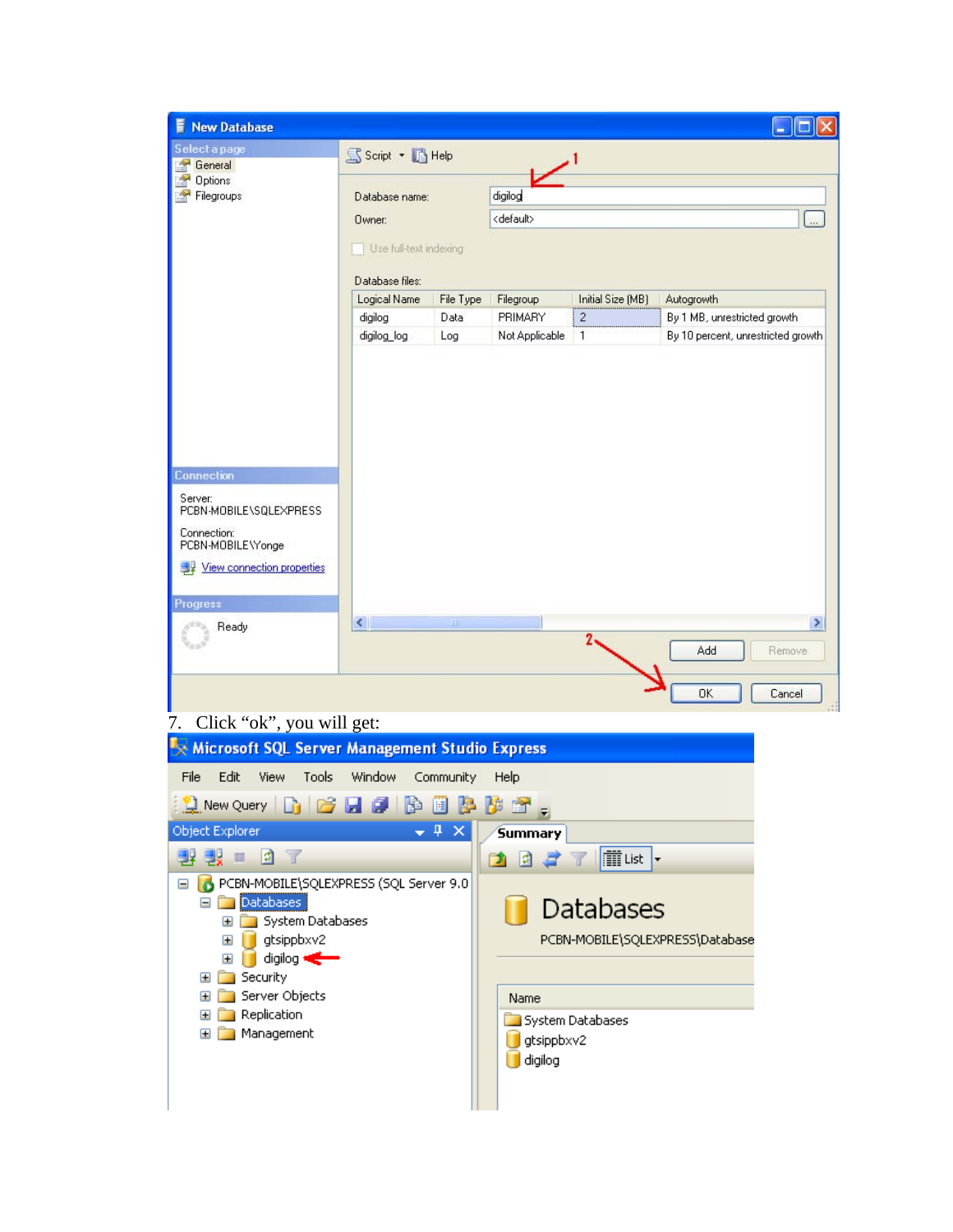7. Click “ok”, you will get: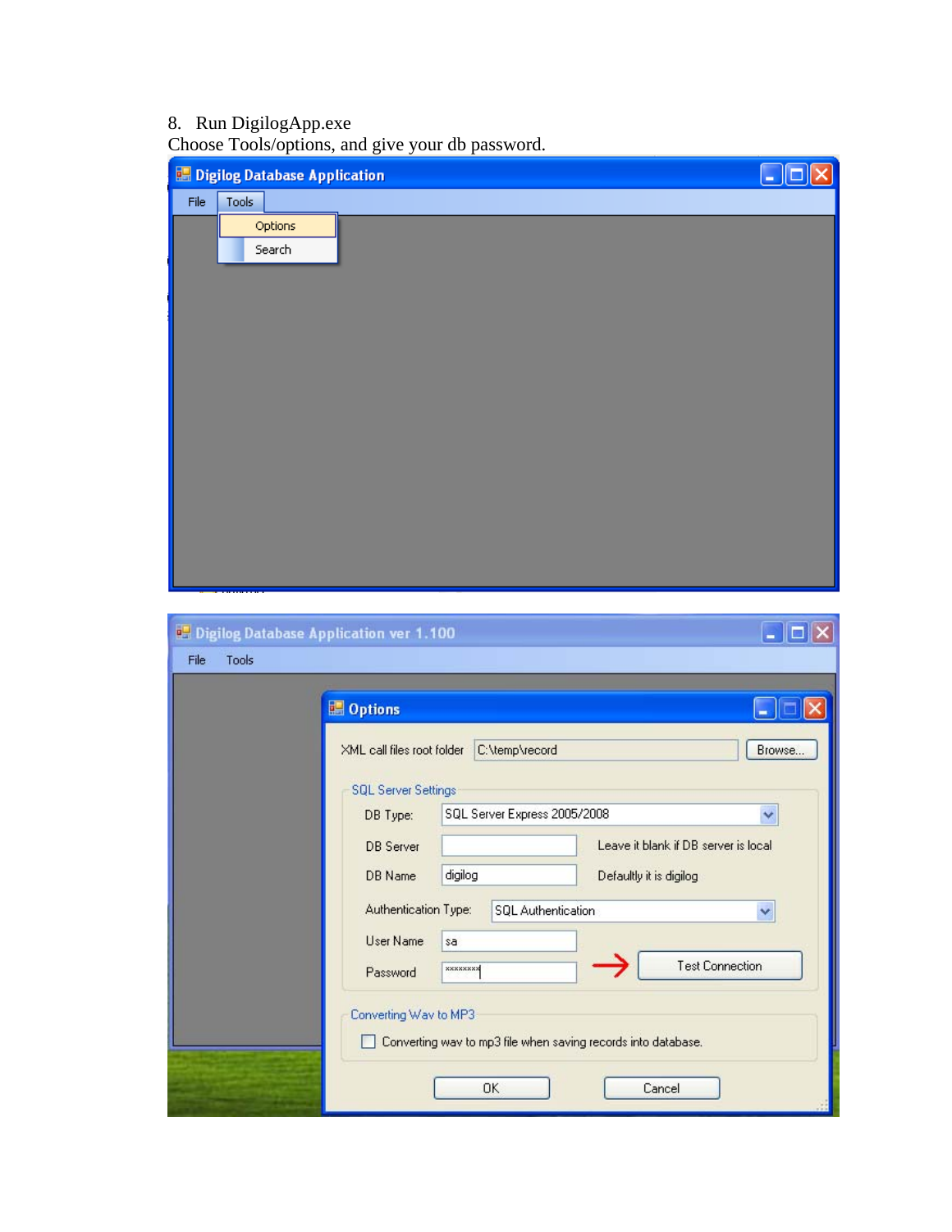8. Run DigilogApp.exe

Choose Tools/options, and give your db password.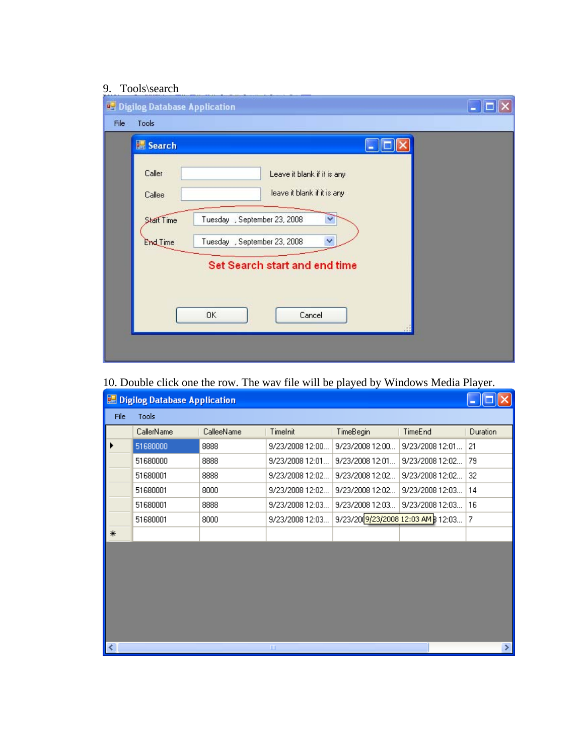9. Tools\search

Digilog Database Application

File Tools

Search

Caller Leave it blank if it is any

Callee leave it blank if it is any

Start Time Tuesday , September 23, 2008

End Time Tuesday , September 23, 2008

Set Search start and end time

OK Cancel

10. Double click one the row. The wav file will be played by Windows Media Player.

Digilog Database Application

File Tools

| CallerName | CalleeName | TimeInit | TimeBegin | TimeEnd | Duration |
|---|---|---|---|---|---|
| 51680000 | 8888 | 9/23/2008 12:00... | 9/23/2008 12:00... | 9/23/2008 12:01... | 21 |
| 51680000 | 8888 | 9/23/2008 12:01... | 9/23/2008 12:01... | 9/23/2008 12:02... | 79 |
| 51680001 | 8888 | 9/23/2008 12:02... | 9/23/2008 12:02... | 9/23/2008 12:02... | 32 |
| 51680001 | 8000 | 9/23/2008 12:02... | 9/23/2008 12:02... | 9/23/2008 12:03... | 14 |
| 51680001 | 8888 | 9/23/2008 12:03... | 9/23/2008 12:03... | 9/23/2008 12:03... | 16 |
| 51680001 | 8000 | 9/23/2008 12:03... | 9/23/2008 12:03 AM | ...12:03... | 7 |